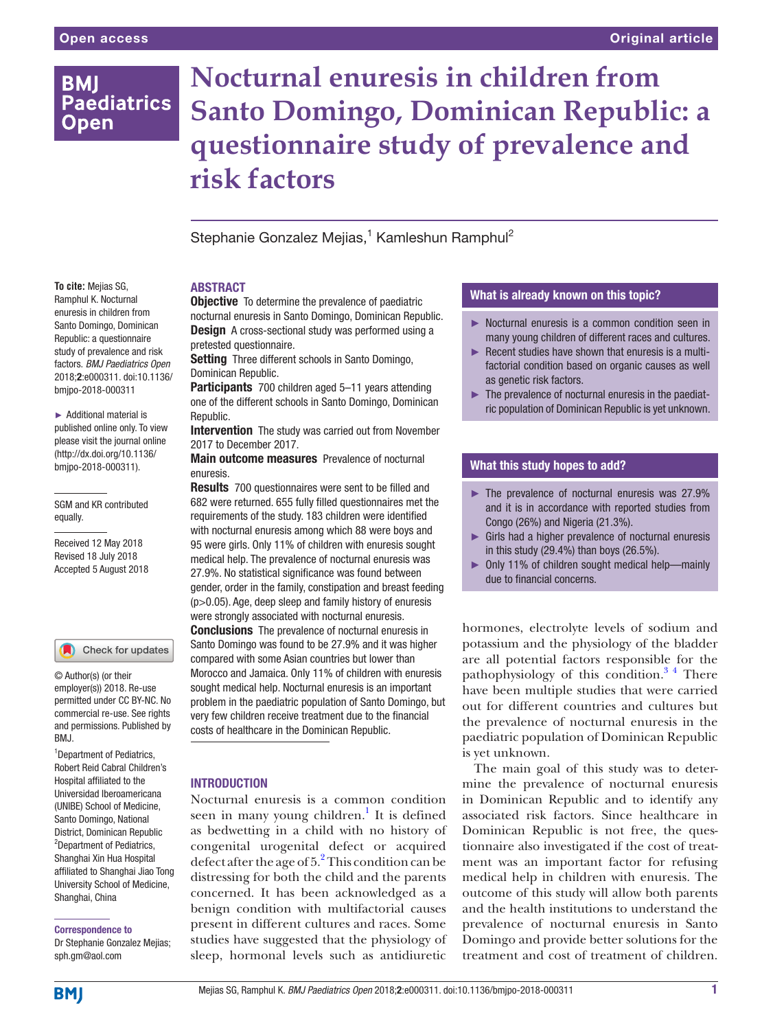# Nocturnal enuresis in children from Santo Domingo, Dominican Republic: a questionnaire study of prevalence and risk factors

Stephanie Gonzalez Mejias,[1] Kamleshun Ramphul[2]

**To cite:** Mejias SG, Ramphul K. Nocturnal enuresis in children from Santo Domingo, Dominican Republic: a questionnaire study of prevalence and risk factors. *BMJ Paediatrics Open* 2018;**2**:e000311. doi:10.1136/bmjpo-2018-000311

► Additional material is published online only. To view please visit the journal online (http://dx.doi.org/10.1136/bmjpo-2018-000311).

SGM and KR contributed equally.

Received 12 May 2018
Revised 18 July 2018
Accepted 5 August 2018

© Author(s) (or their employer(s)) 2018. Re-use permitted under CC BY-NC. No commercial re-use. See rights and permissions. Published by BMJ.

[1]Department of Pediatrics, Robert Reid Cabral Children's Hospital affiliated to the Universidad Iberoamericana (UNIBE) School of Medicine, Santo Domingo, National District, Dominican Republic
[2]Department of Pediatrics, Shanghai Xin Hua Hospital affiliated to Shanghai Jiao Tong University School of Medicine, Shanghai, China

**Correspondence to**
Dr Stephanie Gonzalez Mejias; sph.gm@aol.com

## ABSTRACT

**Objective** To determine the prevalence of paediatric nocturnal enuresis in Santo Domingo, Dominican Republic.

**Design** A cross-sectional study was performed using a pretested questionnaire.

**Setting** Three different schools in Santo Domingo, Dominican Republic.

**Participants** 700 children aged 5–11 years attending one of the different schools in Santo Domingo, Dominican Republic.

**Intervention** The study was carried out from November 2017 to December 2017.

**Main outcome measures** Prevalence of nocturnal enuresis.

**Results** 700 questionnaires were sent to be filled and 682 were returned. 655 fully filled questionnaires met the requirements of the study. 183 children were identified with nocturnal enuresis among which 88 were boys and 95 were girls. Only 11% of children with enuresis sought medical help. The prevalence of nocturnal enuresis was 27.9%. No statistical significance was found between gender, order in the family, constipation and breast feeding ($p>0.05$). Age, deep sleep and family history of enuresis were strongly associated with nocturnal enuresis.

**Conclusions** The prevalence of nocturnal enuresis in Santo Domingo was found to be 27.9% and it was higher compared with some Asian countries but lower than Morocco and Jamaica. Only 11% of children with enuresis sought medical help. Nocturnal enuresis is an important problem in the paediatric population of Santo Domingo, but very few children receive treatment due to the financial costs of healthcare in the Dominican Republic.

### What is already known on this topic?

- Nocturnal enuresis is a common condition seen in many young children of different races and cultures.
- Recent studies have shown that enuresis is a multifactorial condition based on organic causes as well as genetic risk factors.
- The prevalence of nocturnal enuresis in the paediatric population of Dominican Republic is yet unknown.

### What this study hopes to add?

- The prevalence of nocturnal enuresis was 27.9% and it is in accordance with reported studies from Congo (26%) and Nigeria (21.3%).
- Girls had a higher prevalence of nocturnal enuresis in this study (29.4%) than boys (26.5%).
- Only 11% of children sought medical help—mainly due to financial concerns.

## INTRODUCTION

Nocturnal enuresis is a common condition seen in many young children.[1] It is defined as bedwetting in a child with no history of congenital urogenital defect or acquired defect after the age of 5.[2] This condition can be distressing for both the child and the parents concerned. It has been acknowledged as a benign condition with multifactoral causes present in different cultures and races. Some studies have suggested that the physiology of sleep, hormonal levels such as antidiuretic hormones, electrolyte levels of sodium and potassium and the physiology of the bladder are all potential factors responsible for the pathophysiology of this condition.[3,4] There have been multiple studies that were carried out for different countries and cultures but the prevalence of nocturnal enuresis in the paediatric population of Dominican Republic is yet unknown.

The main goal of this study was to determine the prevalence of nocturnal enuresis in Dominican Republic and to identify any associated risk factors. Since healthcare in Dominican Republic is not free, the questionnaire also investigated if the cost of treatment was an important factor for refusing medical help in children with enuresis. The outcome of this study will allow both parents and the health institutions to understand the prevalence of nocturnal enuresis in Santo Domingo and provide better solutions for the treatment and cost of treatment of children.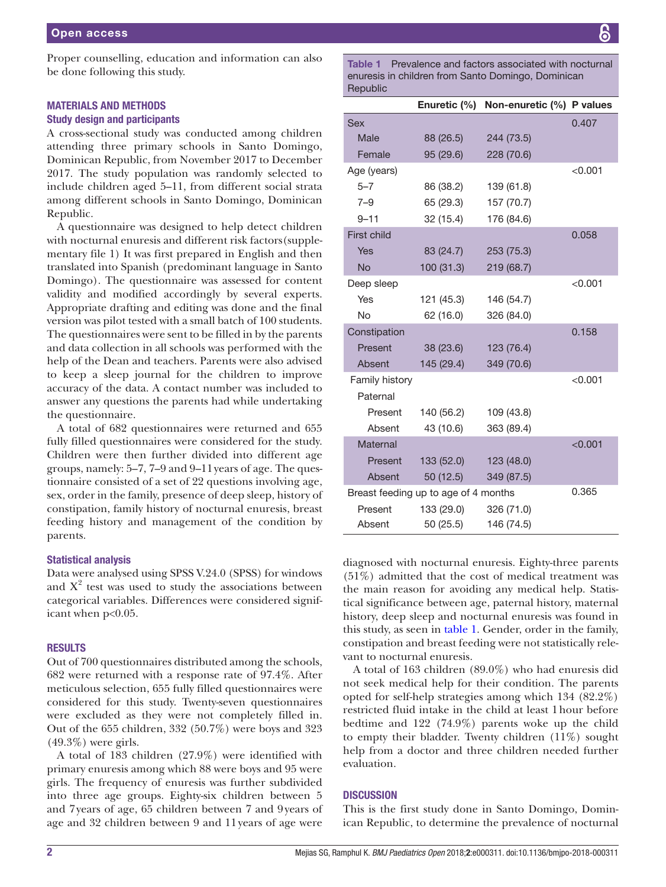Proper counselling, education and information can also be done following this study.

## MATERIALS AND METHODS

### Study design and participants

A cross-sectional study was conducted among children attending three primary schools in Santo Domingo, Dominican Republic, from November 2017 to December 2017. The study population was randomly selected to include children aged 5–11, from different social strata among different schools in Santo Domingo, Dominican Republic.

A questionnaire was designed to help detect children with nocturnal enuresis and different risk factors (supplementary file 1) It was first prepared in English and then translated into Spanish (predominant language in Santo Domingo). The questionnaire was assessed for content validity and modified accordingly by several experts. Appropriate drafting and editing was done and the final version was pilot tested with a small batch of 100 students. The questionnaires were sent to be filled in by the parents and data collection in all schools was performed with the help of the Dean and teachers. Parents were also advised to keep a sleep journal for the children to improve accuracy of the data. A contact number was included to answer any questions the parents had while undertaking the questionnaire.

A total of 682 questionnaires were returned and 655 fully filled questionnaires were considered for the study. Children were then further divided into different age groups, namely: 5–7, 7–9 and 9–11 years of age. The questionnaire consisted of a set of 22 questions involving age, sex, order in the family, presence of deep sleep, history of constipation, family history of nocturnal enuresis, breast feeding history and management of the condition by parents.

### Statistical analysis

Data were analysed using SPSS V.24.0 (SPSS) for windows and $X^2$ test was used to study the associations between categorical variables. Differences were considered significant when $p<0.05$.

## RESULTS

Out of 700 questionnaires distributed among the schools, 682 were returned with a response rate of 97.4%. After meticulous selection, 655 fully filled questionnaires were considered for this study. Twenty-seven questionnaires were excluded as they were not completely filled in. Out of the 655 children, 332 (50.7%) were boys and 323 (49.3%) were girls.

A total of 183 children (27.9%) were identified with primary enuresis among which 88 were boys and 95 were girls. The frequency of enuresis was further subdivided into three age groups. Eighty-six children between 5 and 7 years of age, 65 children between 7 and 9 years of age and 32 children between 9 and 11 years of age were diagnosed with nocturnal enuresis. Eighty-three parents (51%) admitted that the cost of medical treatment was the main reason for avoiding any medical help. Statistical significance between age, paternal history, maternal history, deep sleep and nocturnal enuresis was found in this study, as seen in table 1. Gender, order in the family, constipation and breast feeding were not statistically relevant to nocturnal enuresis.

A total of 163 children (89.0%) who had enuresis did not seek medical help for their condition. The parents opted for self-help strategies among which 134 (82.2%) restricted fluid intake in the child at least 1 hour before bedtime and 122 (74.9%) parents woke up the child to empty their bladder. Twenty children (11%) sought help from a doctor and three children needed further evaluation.

**Table 1** Prevalence and factors associated with nocturnal enuresis in children from Santo Domingo, Dominican Republic

| | Enuretic (%) | Non-enuretic (%) | P values |
|---|---|---|---|
| Sex | | | 0.407 |
| Male | 88 (26.5) | 244 (73.5) | |
| Female | 95 (29.6) | 228 (70.6) | |
| Age (years) | | | <0.001 |
| 5–7 | 86 (38.2) | 139 (61.8) | |
| 7–9 | 65 (29.3) | 157 (70.7) | |
| 9–11 | 32 (15.4) | 176 (84.6) | |
| First child | | | 0.058 |
| Yes | 83 (24.7) | 253 (75.3) | |
| No | 100 (31.3) | 219 (68.7) | |
| Deep sleep | | | <0.001 |
| Yes | 121 (45.3) | 146 (54.7) | |
| No | 62 (16.0) | 326 (84.0) | |
| Constipation | | | 0.158 |
| Present | 38 (23.6) | 123 (76.4) | |
| Absent | 145 (29.4) | 349 (70.6) | |
| Family history | | | <0.001 |
| Paternal | | | |
| Present | 140 (56.2) | 109 (43.8) | |
| Absent | 43 (10.6) | 363 (89.4) | |
| Maternal | | | <0.001 |
| Present | 133 (52.0) | 123 (48.0) | |
| Absent | 50 (12.5) | 349 (87.5) | |
| Breast feeding up to age of 4 months | | | 0.365 |
| Present | 133 (29.0) | 326 (71.0) | |
| Absent | 50 (25.5) | 146 (74.5) | |

## DISCUSSION

This is the first study done in Santo Domingo, Dominican Republic, to determine the prevalence of nocturnal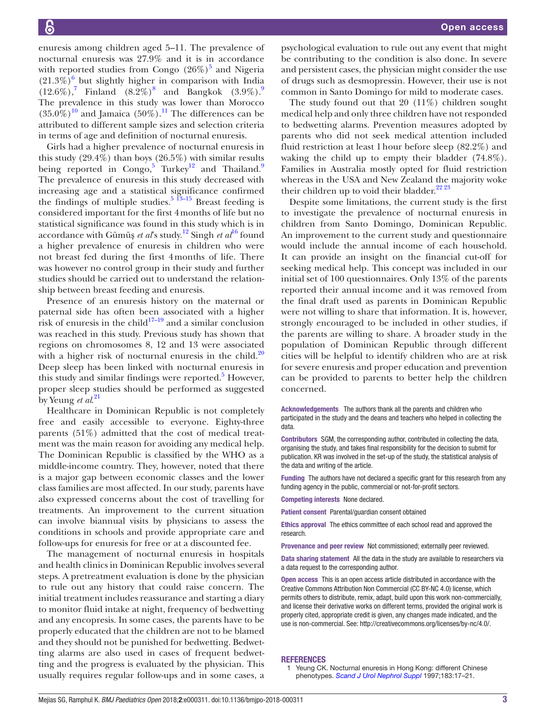enuresis among children aged 5–11. The prevalence of nocturnal enuresis was 27.9% and it is in accordance with reported studies from Congo (26%)[5] and Nigeria (21.3%)[6] but slightly higher in comparison with India (12.6%),[7] Finland (8.2%)[8] and Bangkok (3.9%).[9] The prevalence in this study was lower than Morocco (35.0%)[10] and Jamaica (50%).[11] The differences can be attributed to different sample sizes and selection criteria in terms of age and definition of nocturnal enuresis.

Girls had a higher prevalence of nocturnal enuresis in this study (29.4%) than boys (26.5%) with similar results being reported in Congo,[5] Turkey[12] and Thailand.[9] The prevalence of enuresis in this study decreased with increasing age and a statistical significance confirmed the findings of multiple studies.[5 13–15] Breast feeding is considered important for the first 4 months of life but no statistical significance was found in this study which is in accordance with Gümüş *et al*'s study.[12] Singh *et al*[16] found a higher prevalence of enuresis in children who were not breast fed during the first 4 months of life. There was however no control group in their study and further studies should be carried out to understand the relationship between breast feeding and enuresis.

Presence of an enuresis history on the maternal or paternal side has often been associated with a higher risk of enuresis in the child[17–19] and a similar conclusion was reached in this study. Previous study has shown that regions on chromosomes 8, 12 and 13 were associated with a higher risk of nocturnal enuresis in the child.[20] Deep sleep has been linked with nocturnal enuresis in this study and similar findings were reported.[5] However, proper sleep studies should be performed as suggested by Yeung *et al*.[21]

Healthcare in Dominican Republic is not completely free and easily accessible to everyone. Eighty-three parents (51%) admitted that the cost of medical treatment was the main reason for avoiding any medical help. The Dominican Republic is classified by the WHO as a middle-income country. They, however, noted that there is a major gap between economic classes and the lower class families are most affected. In our study, parents have also expressed concerns about the cost of travelling for treatments. An improvement to the current situation can involve biannual visits by physicians to assess the conditions in schools and provide appropriate care and follow-ups for enuresis for free or at a discounted fee.

The management of nocturnal enuresis in hospitals and health clinics in Dominican Republic involves several steps. A pretreatment evaluation is done by the physician to rule out any history that could raise concern. The initial treatment includes reassurance and starting a diary to monitor fluid intake at night, frequency of bedwetting and any encopresis. In some cases, the parents have to be properly educated that the children are not to be blamed and they should not be punished for bedwetting. Bedwetting alarms are also used in cases of frequent bedwetting and the progress is evaluated by the physician. This usually requires regular follow-ups and in some cases, a psychological evaluation to rule out any event that might be contributing to the condition is also done. In severe and persistent cases, the physician might consider the use of drugs such as desmopressin. However, their use is not common in Santo Domingo for mild to moderate cases.

The study found out that 20 (11%) children sought medical help and only three children have not responded to bedwetting alarms. Prevention measures adopted by parents who did not seek medical attention included fluid restriction at least 1 hour before sleep (82.2%) and waking the child up to empty their bladder (74.8%). Families in Australia mostly opted for fluid restriction whereas in the USA and New Zealand the majority woke their children up to void their bladder.[22 23]

Despite some limitations, the current study is the first to investigate the prevalence of nocturnal enuresis in children from Santo Domingo, Dominican Republic. An improvement to the current study and questionnaire would include the annual income of each household. It can provide an insight on the financial cut-off for seeking medical help. This concept was included in our initial set of 100 questionnaires. Only 13% of the parents reported their annual income and it was removed from the final draft used as parents in Dominican Republic were not willing to share that information. It is, however, strongly encouraged to be included in other studies, if the parents are willing to share. A broader study in the population of Dominican Republic through different cities will be helpful to identify children who are at risk for severe enuresis and proper education and prevention can be provided to parents to better help the children concerned.

**Acknowledgements** The authors thank all the parents and children who participated in the study and the deans and teachers who helped in collecting the data.

**Contributors** SGM, the corresponding author, contributed in collecting the data, organising the study, and takes final responsibility for the decision to submit for publication. KR was involved in the set-up of the study, the statistical analysis of the data and writing of the article.

**Funding** The authors have not declared a specific grant for this research from any funding agency in the public, commercial or not-for-profit sectors.

**Competing interests** None declared.

**Patient consent** Parental/guardian consent obtained

**Ethics approval** The ethics committee of each school read and approved the research.

**Provenance and peer review** Not commissioned; externally peer reviewed.

**Data sharing statement** All the data in the study are available to researchers via a data request to the corresponding author.

**Open access** This is an open access article distributed in accordance with the Creative Commons Attribution Non Commercial (CC BY-NC 4.0) license, which permits others to distribute, remix, adapt, build upon this work non-commercially, and license their derivative works on different terms, provided the original work is properly cited, appropriate credit is given, any changes made indicated, and the use is non-commercial. See: http://creativecommons.org/licenses/by-nc/4.0/.

## REFERENCES

1. Yeung CK. Nocturnal enuresis in Hong Kong: different Chinese phenotypes. *Scand J Urol Nephrol Suppl* 1997;183:17–21.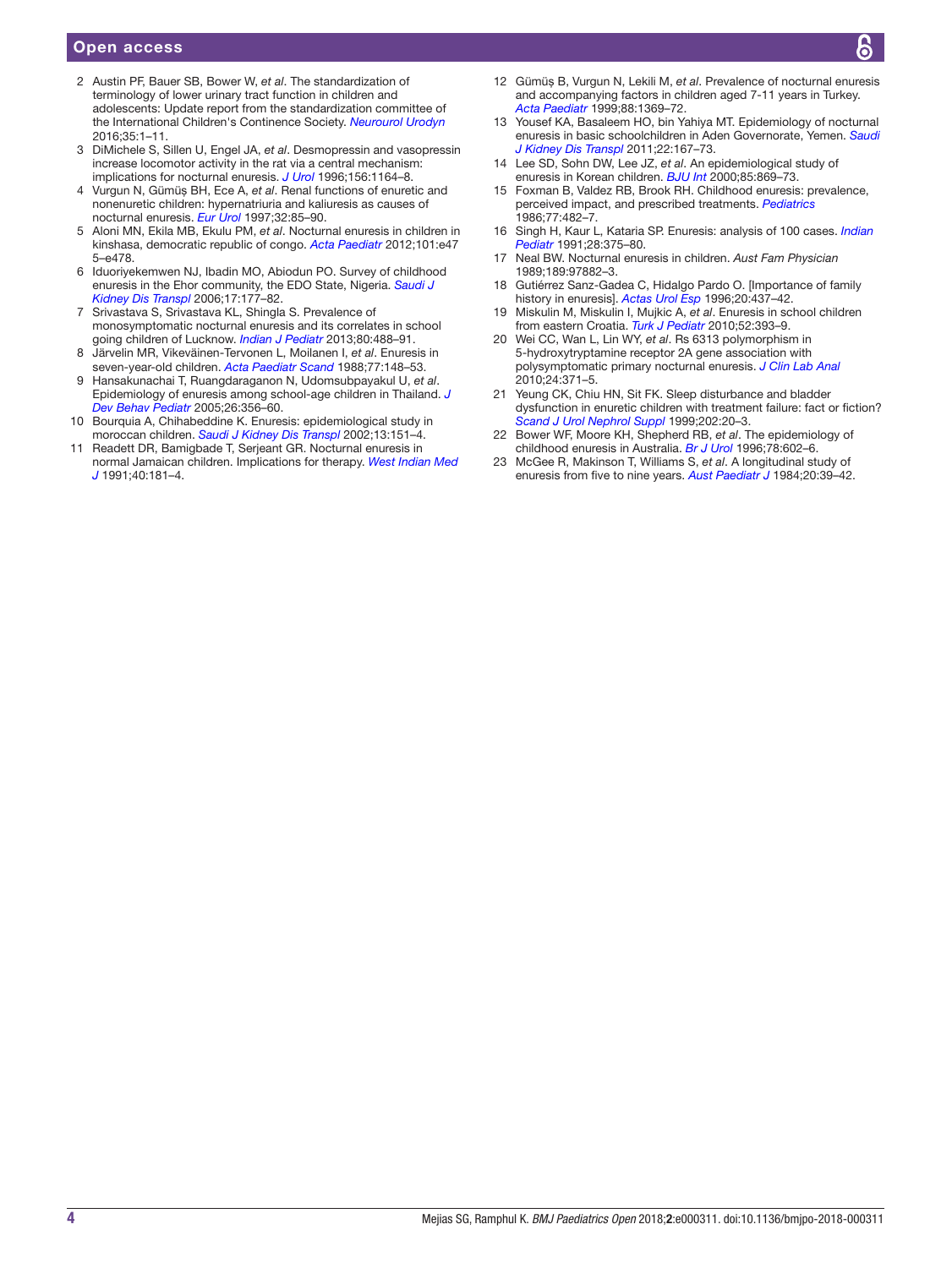2. Austin PF, Bauer SB, Bower W, *et al*. The standardization of terminology of lower urinary tract function in children and adolescents: Update report from the standardization committee of the International Children's Continence Society. *Neurourol Urodyn* 2016;35:1–11.
3. DiMichele S, Sillen U, Engel JA, *et al*. Desmopressin and vasopressin increase locomotor activity in the rat via a central mechanism: implications for nocturnal enuresis. *J Urol* 1996;156:1164–8.
4. Vurgun N, Gümüş BH, Ece A, *et al*. Renal functions of enuretic and nonenuretic children: hypernatriuria and kaliuresis as causes of nocturnal enuresis. *Eur Urol* 1997;32:85–90.
5. Aloni MN, Ekila MB, Ekulu PM, *et al*. Nocturnal enuresis in children in kinshasa, democratic republic of congo. *Acta Paediatr* 2012;101:e475–e478.
6. Iduoriyekemwen NJ, Ibadin MO, Abiodun PO. Survey of childhood enuresis in the Ehor community, the EDO State, Nigeria. *Saudi J Kidney Dis Transpl* 2006;17:177–82.
7. Srivastava S, Srivastava KL, Shingla S. Prevalence of monosymptomatic nocturnal enuresis and its correlates in school going children of Lucknow. *Indian J Pediatr* 2013;80:488–91.
8. Järvelin MR, Vikeväinen-Tervonen L, Moilanen I, *et al*. Enuresis in seven-year-old children. *Acta Paediatr Scand* 1988;77:148–53.
9. Hansakunachai T, Ruangdaraganon N, Udomsubpayakul U, *et al*. Epidemiology of enuresis among school-age children in Thailand. *J Dev Behav Pediatr* 2005;26:356–60.
10. Bourquia A, Chihabeddine K. Enuresis: epidemiological study in moroccan children. *Saudi J Kidney Dis Transpl* 2002;13:151–4.
11. Readett DR, Bamigbade T, Serjeant GR. Nocturnal enuresis in normal Jamaican children. Implications for therapy. *West Indian Med J* 1991;40:181–4.
12. Gümüş B, Vurgun N, Lekili M, *et al*. Prevalence of nocturnal enuresis and accompanying factors in children aged 7-11 years in Turkey. *Acta Paediatr* 1999;88:1369–72.
13. Yousef KA, Basaleem HO, bin Yahiya MT. Epidemiology of nocturnal enuresis in basic schoolchildren in Aden Governorate, Yemen. *Saudi J Kidney Dis Transpl* 2011;22:167–73.
14. Lee SD, Sohn DW, Lee JZ, *et al*. An epidemiological study of enuresis in Korean children. *BJU Int* 2000;85:869–73.
15. Foxman B, Valdez RB, Brook RH. Childhood enuresis: prevalence, perceived impact, and prescribed treatments. *Pediatrics* 1986;77:482–7.
16. Singh H, Kaur L, Kataria SP. Enuresis: analysis of 100 cases. *Indian Pediatr* 1991;28:375–80.
17. Neal BW. Nocturnal enuresis in children. *Aust Fam Physician* 1989;189:97882–3.
18. Gutiérrez Sanz-Gadea C, Hidalgo Pardo O. [Importance of family history in enuresis]. *Actas Urol Esp* 1996;20:437–42.
19. Miskulin M, Miskulin I, Mujkic A, *et al*. Enuresis in school children from eastern Croatia. *Turk J Pediatr* 2010;52:393–9.
20. Wei CC, Wan L, Lin WY, *et al*. Rs 6313 polymorphism in 5-hydroxytryptamine receptor 2A gene association with polysymptomatic primary nocturnal enuresis. *J Clin Lab Anal* 2010;24:371–5.
21. Yeung CK, Chiu HN, Sit FK. Sleep disturbance and bladder dysfunction in enuretic children with treatment failure: fact or fiction? *Scand J Urol Nephrol Suppl* 1999;202:20–3.
22. Bower WF, Moore KH, Shepherd RB, *et al*. The epidemiology of childhood enuresis in Australia. *Br J Urol* 1996;78:602–6.
23. McGee R, Makinson T, Williams S, *et al*. A longitudinal study of enuresis from five to nine years. *Aust Paediatr J* 1984;20:39–42.